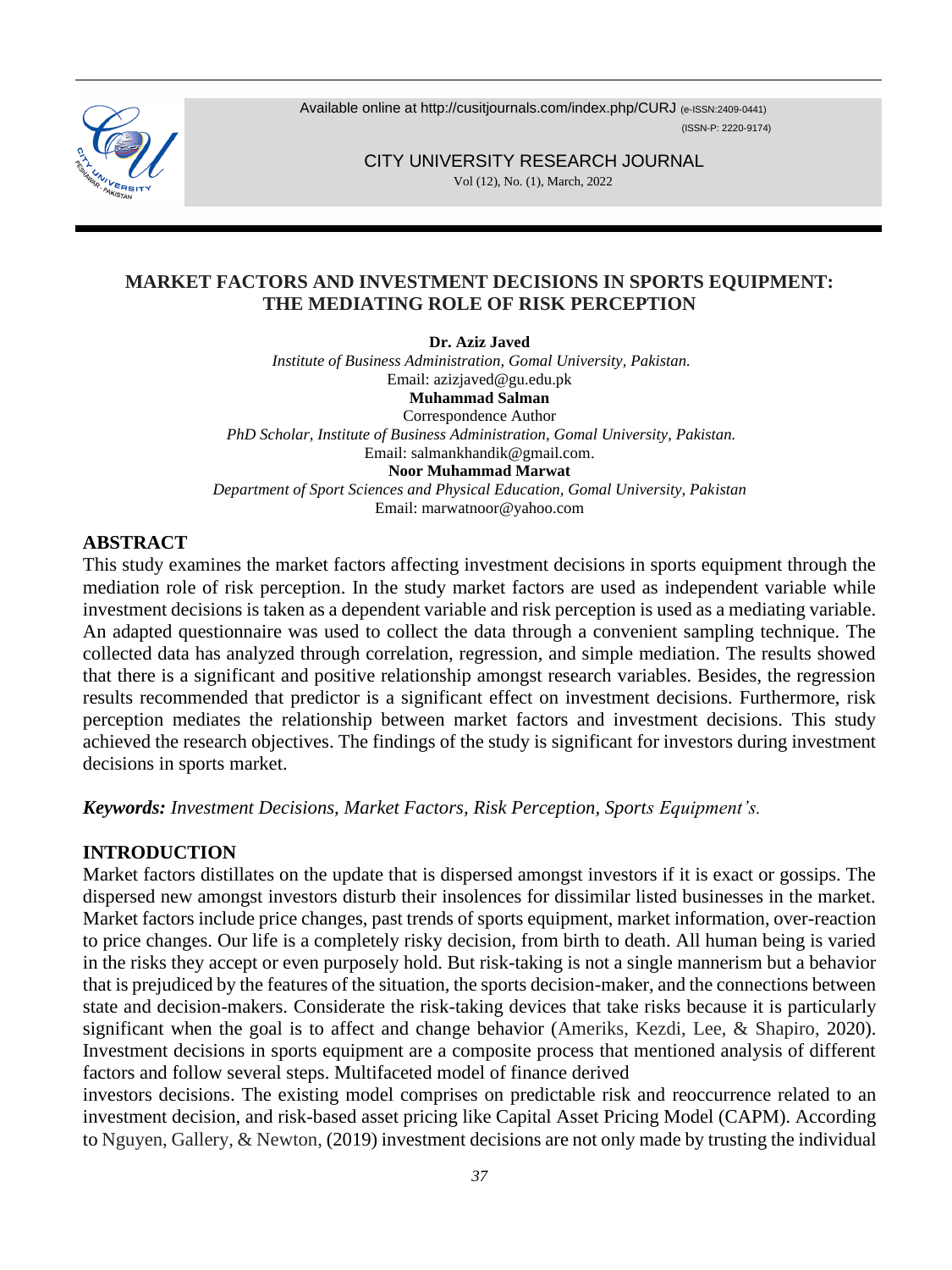# MARKET FACTORS AND INVESTMENT DECISIONS IN SPORTS EQUIPMENT: THE MEDIATING ROLE OF RISK PERCEPTION

**Dr. Aziz Javed**
*Institute of Business Administration, Gomal University, Pakistan.*
Email: azizjaved@gu.edu.pk

**Muhammad Salman**
Correspondence Author
*PhD Scholar, Institute of Business Administration, Gomal University, Pakistan.*
Email: salmankhandik@gmail.com.

**Noor Muhammad Marwat**
*Department of Sport Sciences and Physical Education, Gomal University, Pakistan*
Email: marwatnoor@yahoo.com

## ABSTRACT

This study examines the market factors affecting investment decisions in sports equipment through the mediation role of risk perception. In the study market factors are used as independent variable while investment decisions is taken as a dependent variable and risk perception is used as a mediating variable. An adapted questionnaire was used to collect the data through a convenient sampling technique. The collected data has analyzed through correlation, regression, and simple mediation. The results showed that there is a significant and positive relationship amongst research variables. Besides, the regression results recommended that predictor is a significant effect on investment decisions. Furthermore, risk perception mediates the relationship between market factors and investment decisions. This study achieved the research objectives. The findings of the study is significant for investors during investment decisions in sports market.

***Keywords:*** *Investment Decisions, Market Factors, Risk Perception, Sports Equipment's.*

## INTRODUCTION

Market factors distillates on the update that is dispersed amongst investors if it is exact or gossips. The dispersed new amongst investors disturb their insolences for dissimilar listed businesses in the market. Market factors include price changes, past trends of sports equipment, market information, over-reaction to price changes. Our life is a completely risky decision, from birth to death. All human being is varied in the risks they accept or even purposely hold. But risk-taking is not a single mannerism but a behavior that is prejudiced by the features of the situation, the sports decision-maker, and the connections between state and decision-makers. Considerate the risk-taking devices that take risks because it is particularly significant when the goal is to affect and change behavior (Ameriks, Kezdi, Lee, & Shapiro, 2020). Investment decisions in sports equipment are a composite process that mentioned analysis of different factors and follow several steps. Multifaceted model of finance derived investors decisions. The existing model comprises on predictable risk and reoccurrence related to an investment decision, and risk-based asset pricing like Capital Asset Pricing Model (CAPM). According to Nguyen, Gallery, & Newton, (2019) investment decisions are not only made by trusting the individual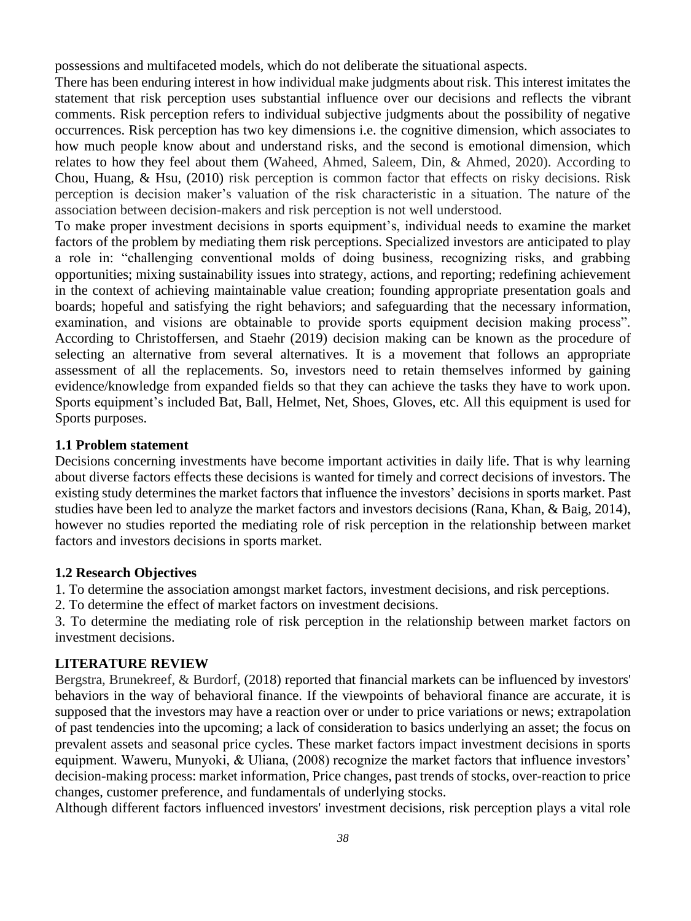possessions and multifaceted models, which do not deliberate the situational aspects.

There has been enduring interest in how individual make judgments about risk. This interest imitates the statement that risk perception uses substantial influence over our decisions and reflects the vibrant comments. Risk perception refers to individual subjective judgments about the possibility of negative occurrences. Risk perception has two key dimensions i.e. the cognitive dimension, which associates to how much people know about and understand risks, and the second is emotional dimension, which relates to how they feel about them (Waheed, Ahmed, Saleem, Din, & Ahmed, 2020). According to Chou, Huang, & Hsu, (2010) risk perception is common factor that effects on risky decisions. Risk perception is decision maker's valuation of the risk characteristic in a situation. The nature of the association between decision-makers and risk perception is not well understood.

To make proper investment decisions in sports equipment's, individual needs to examine the market factors of the problem by mediating them risk perceptions. Specialized investors are anticipated to play a role in: "challenging conventional molds of doing business, recognizing risks, and grabbing opportunities; mixing sustainability issues into strategy, actions, and reporting; redefining achievement in the context of achieving maintainable value creation; founding appropriate presentation goals and boards; hopeful and satisfying the right behaviors; and safeguarding that the necessary information, examination, and visions are obtainable to provide sports equipment decision making process". According to Christoffersen, and Staehr (2019) decision making can be known as the procedure of selecting an alternative from several alternatives. It is a movement that follows an appropriate assessment of all the replacements. So, investors need to retain themselves informed by gaining evidence/knowledge from expanded fields so that they can achieve the tasks they have to work upon. Sports equipment's included Bat, Ball, Helmet, Net, Shoes, Gloves, etc. All this equipment is used for Sports purposes.

### 1.1 Problem statement

Decisions concerning investments have become important activities in daily life. That is why learning about diverse factors effects these decisions is wanted for timely and correct decisions of investors. The existing study determines the market factors that influence the investors' decisions in sports market. Past studies have been led to analyze the market factors and investors decisions (Rana, Khan, & Baig, 2014), however no studies reported the mediating role of risk perception in the relationship between market factors and investors decisions in sports market.

### 1.2 Research Objectives

1. To determine the association amongst market factors, investment decisions, and risk perceptions.
2. To determine the effect of market factors on investment decisions.
3. To determine the mediating role of risk perception in the relationship between market factors on investment decisions.

## LITERATURE REVIEW

Bergstra, Brunekreef, & Burdorf, (2018) reported that financial markets can be influenced by investors' behaviors in the way of behavioral finance. If the viewpoints of behavioral finance are accurate, it is supposed that the investors may have a reaction over or under to price variations or news; extrapolation of past tendencies into the upcoming; a lack of consideration to basics underlying an asset; the focus on prevalent assets and seasonal price cycles. These market factors impact investment decisions in sports equipment. Waweru, Munyoki, & Uliana, (2008) recognize the market factors that influence investors' decision-making process: market information, Price changes, past trends of stocks, over-reaction to price changes, customer preference, and fundamentals of underlying stocks.

Although different factors influenced investors' investment decisions, risk perception plays a vital role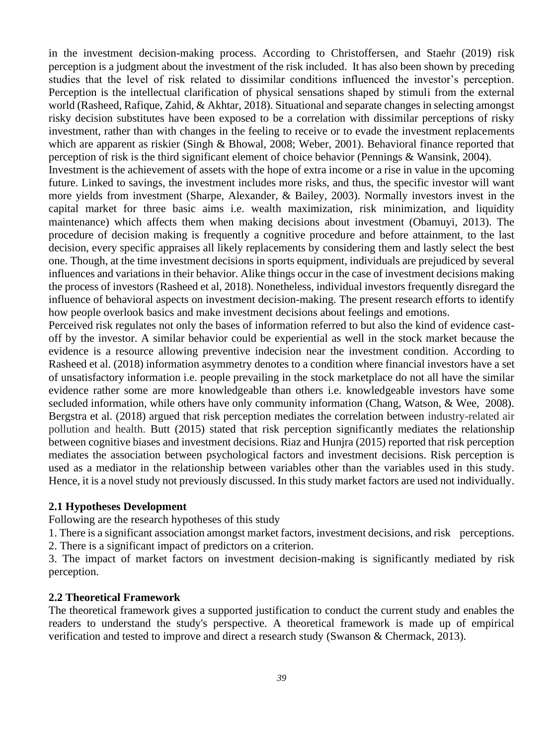in the investment decision-making process. According to Christoffersen, and Staehr (2019) risk perception is a judgment about the investment of the risk included. It has also been shown by preceding studies that the level of risk related to dissimilar conditions influenced the investor's perception. Perception is the intellectual clarification of physical sensations shaped by stimuli from the external world (Rasheed, Rafique, Zahid, & Akhtar, 2018). Situational and separate changes in selecting amongst risky decision substitutes have been exposed to be a correlation with dissimilar perceptions of risky investment, rather than with changes in the feeling to receive or to evade the investment replacements which are apparent as riskier (Singh & Bhowal, 2008; Weber, 2001). Behavioral finance reported that perception of risk is the third significant element of choice behavior (Pennings & Wansink, 2004).

Investment is the achievement of assets with the hope of extra income or a rise in value in the upcoming future. Linked to savings, the investment includes more risks, and thus, the specific investor will want more yields from investment (Sharpe, Alexander, & Bailey, 2003). Normally investors invest in the capital market for three basic aims i.e. wealth maximization, risk minimization, and liquidity maintenance) which affects them when making decisions about investment (Obamuyi, 2013). The procedure of decision making is frequently a cognitive procedure and before attainment, to the last decision, every specific appraises all likely replacements by considering them and lastly select the best one. Though, at the time investment decisions in sports equipment, individuals are prejudiced by several influences and variations in their behavior. Alike things occur in the case of investment decisions making the process of investors (Rasheed et al, 2018). Nonetheless, individual investors frequently disregard the influence of behavioral aspects on investment decision-making. The present research efforts to identify how people overlook basics and make investment decisions about feelings and emotions.

Perceived risk regulates not only the bases of information referred to but also the kind of evidence cast-off by the investor. A similar behavior could be experiential as well in the stock market because the evidence is a resource allowing preventive indecision near the investment condition. According to Rasheed et al. (2018) information asymmetry denotes to a condition where financial investors have a set of unsatisfactory information i.e. people prevailing in the stock marketplace do not all have the similar evidence rather some are more knowledgeable than others i.e. knowledgeable investors have some secluded information, while others have only community information (Chang, Watson, & Wee, 2008). Bergstra et al. (2018) argued that risk perception mediates the correlation between industry-related air pollution and health. Butt (2015) stated that risk perception significantly mediates the relationship between cognitive biases and investment decisions. Riaz and Hunjra (2015) reported that risk perception mediates the association between psychological factors and investment decisions. Risk perception is used as a mediator in the relationship between variables other than the variables used in this study. Hence, it is a novel study not previously discussed. In this study market factors are used not individually.

### 2.1 Hypotheses Development

Following are the research hypotheses of this study

1. There is a significant association amongst market factors, investment decisions, and risk perceptions.
2. There is a significant impact of predictors on a criterion.
3. The impact of market factors on investment decision-making is significantly mediated by risk perception.

### 2.2 Theoretical Framework

The theoretical framework gives a supported justification to conduct the current study and enables the readers to understand the study's perspective. A theoretical framework is made up of empirical verification and tested to improve and direct a research study (Swanson & Chermack, 2013).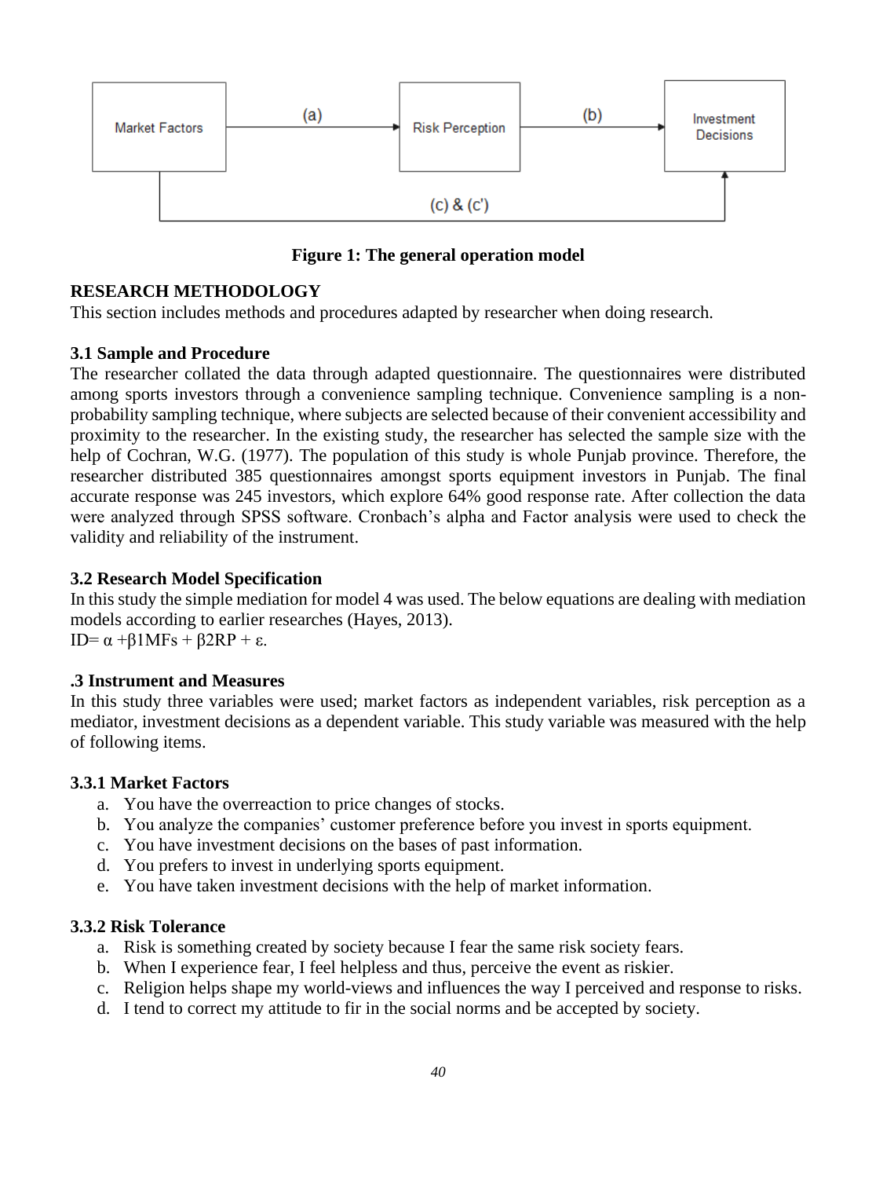**Figure 1: The general operation model**

## RESEARCH METHODOLOGY

This section includes methods and procedures adapted by researcher when doing research.

### 3.1 Sample and Procedure

The researcher collated the data through adapted questionnaire. The questionnaires were distributed among sports investors through a convenience sampling technique. Convenience sampling is a non-probability sampling technique, where subjects are selected because of their convenient accessibility and proximity to the researcher. In the existing study, the researcher has selected the sample size with the help of Cochran, W.G. (1977). The population of this study is whole Punjab province. Therefore, the researcher distributed 385 questionnaires amongst sports equipment investors in Punjab. The final accurate response was 245 investors, which explore 64% good response rate. After collection the data were analyzed through SPSS software. Cronbach's alpha and Factor analysis were used to check the validity and reliability of the instrument.

### 3.2 Research Model Specification

In this study the simple mediation for model 4 was used. The below equations are dealing with mediation models according to earlier researches (Hayes, 2013).

$ID = \alpha + \beta 1MFs + \beta 2RP + \varepsilon.$

### .3 Instrument and Measures

In this study three variables were used; market factors as independent variables, risk perception as a mediator, investment decisions as a dependent variable. This study variable was measured with the help of following items.

#### 3.3.1 Market Factors

a. You have the overreaction to price changes of stocks.
b. You analyze the companies' customer preference before you invest in sports equipment.
c. You have investment decisions on the bases of past information.
d. You prefers to invest in underlying sports equipment.
e. You have taken investment decisions with the help of market information.

#### 3.3.2 Risk Tolerance

a. Risk is something created by society because I fear the same risk society fears.
b. When I experience fear, I feel helpless and thus, perceive the event as riskier.
c. Religion helps shape my world-views and influences the way I perceived and response to risks.
d. I tend to correct my attitude to fir in the social norms and be accepted by society.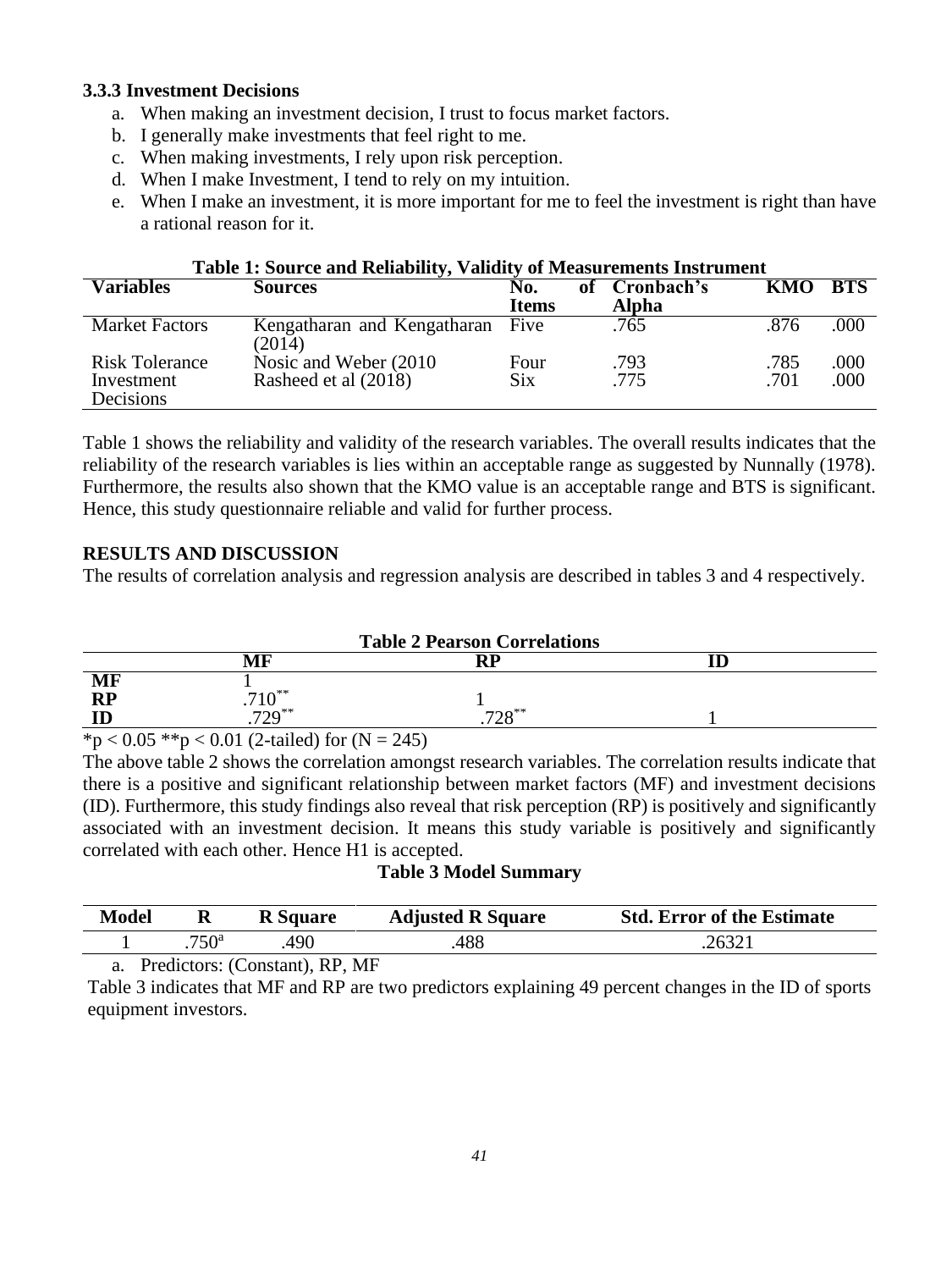### 3.3.3 Investment Decisions

a. When making an investment decision, I trust to focus market factors.
b. I generally make investments that feel right to me.
c. When making investments, I rely upon risk perception.
d. When I make Investment, I tend to rely on my intuition.
e. When I make an investment, it is more important for me to feel the investment is right than have a rational reason for it.

**Table 1: Source and Reliability, Validity of Measurements Instrument**

| Variables | Sources | No. of Items | Cronbach's Alpha | KMO | BTS |
|---|---|---|---|---|---|
| Market Factors | Kengatharan and Kengatharan (2014) | Five | .765 | .876 | .000 |
| Risk Tolerance | Nosic and Weber (2010 | Four | .793 | .785 | .000 |
| Investment Decisions | Rasheed et al (2018) | Six | .775 | .701 | .000 |

Table 1 shows the reliability and validity of the research variables. The overall results indicates that the reliability of the research variables is lies within an acceptable range as suggested by Nunnally (1978). Furthermore, the results also shown that the KMO value is an acceptable range and BTS is significant. Hence, this study questionnaire reliable and valid for further process.

## RESULTS AND DISCUSSION

The results of correlation analysis and regression analysis are described in tables 3 and 4 respectively.

**Table 2 Pearson Correlations**

| | MF | RP | ID |
|---|---|---|---|
| **MF** | 1 | | |
| **RP** | .710** | 1 | |
| **ID** | .729** | .728** | 1 |

*p < 0.05 **p < 0.01 (2-tailed) for (N = 245)

The above table 2 shows the correlation amongst research variables. The correlation results indicate that there is a positive and significant relationship between market factors (MF) and investment decisions (ID). Furthermore, this study findings also reveal that risk perception (RP) is positively and significantly associated with an investment decision. It means this study variable is positively and significantly correlated with each other. Hence H1 is accepted.

**Table 3 Model Summary**

| Model | R | R Square | Adjusted R Square | Std. Error of the Estimate |
|---|---|---|---|---|
| 1 | .750[a] | .490 | .488 | .26321 |

a. Predictors: (Constant), RP, MF

Table 3 indicates that MF and RP are two predictors explaining 49 percent changes in the ID of sports equipment investors.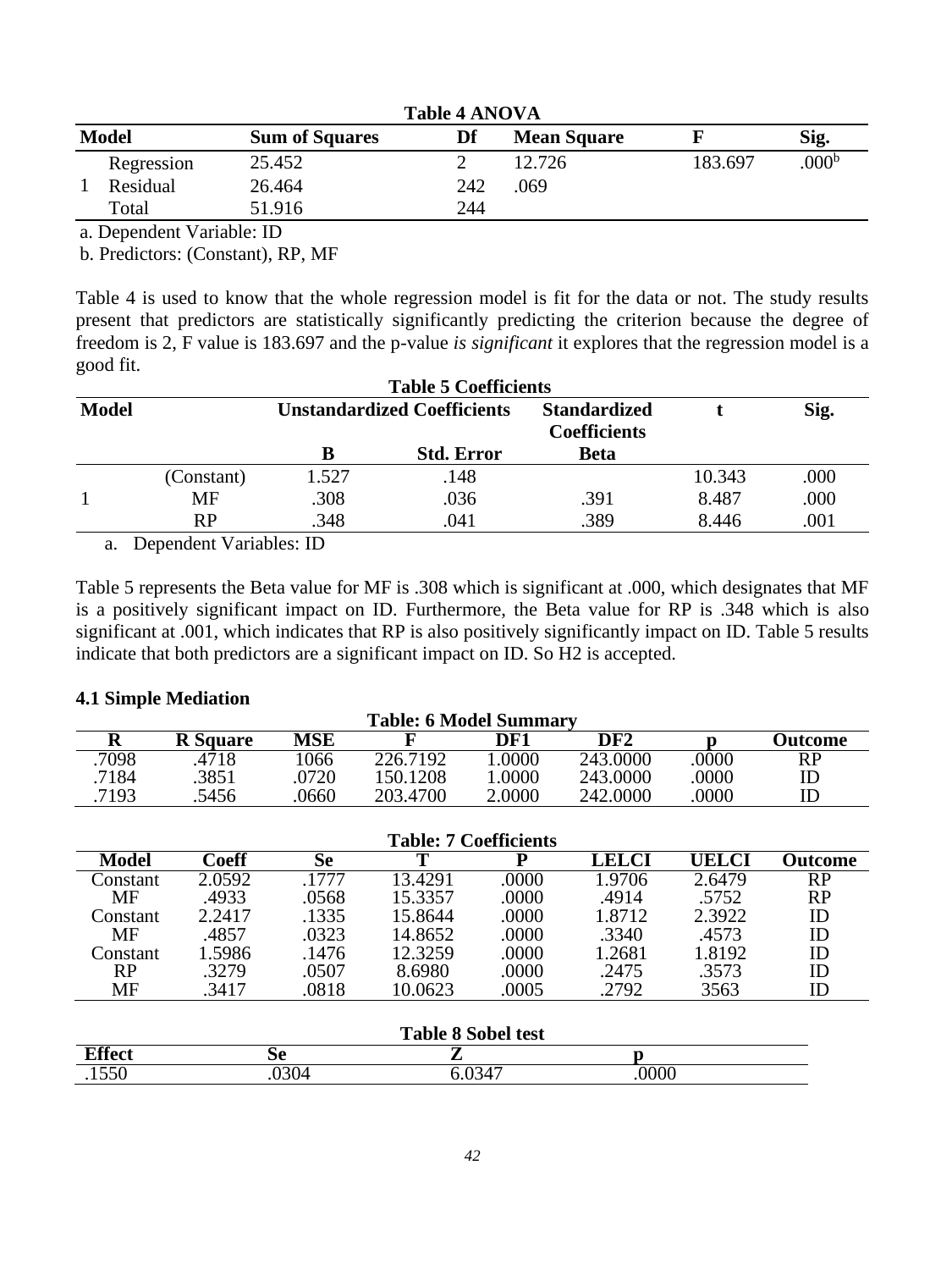**Table 4 ANOVA**

| Model | | Sum of Squares | Df | Mean Square | F | Sig. |
|---|---|---|---|---|---|---|
| 1 | Regression | 25.452 | 2 | 12.726 | 183.697 | .000[b] |
| | Residual | 26.464 | 242 | .069 | | |
| | Total | 51.916 | 244 | | | |

a. Dependent Variable: ID

b. Predictors: (Constant), RP, MF

Table 4 is used to know that the whole regression model is fit for the data or not. The study results present that predictors are statistically significantly predicting the criterion because the degree of freedom is 2, F value is 183.697 and the p-value *is significant* it explores that the regression model is a good fit.

**Table 5 Coefficients**

| Model | | Unstandardized Coefficients | | Standardized Coefficients | t | Sig. |
|---|---|---|---|---|---|---|
| | | B | Std. Error | Beta | | |
| 1 | (Constant) | 1.527 | .148 | | 10.343 | .000 |
| | MF | .308 | .036 | .391 | 8.487 | .000 |
| | RP | .348 | .041 | .389 | 8.446 | .001 |

a. Dependent Variables: ID

Table 5 represents the Beta value for MF is .308 which is significant at .000, which designates that MF is a positively significant impact on ID. Furthermore, the Beta value for RP is .348 which is also significant at .001, which indicates that RP is also positively significantly impact on ID. Table 5 results indicate that both predictors are a significant impact on ID. So H2 is accepted.

### 4.1 Simple Mediation

**Table: 6 Model Summary**

| R | R Square | MSE | F | DF1 | DF2 | p | Outcome |
|---|---|---|---|---|---|---|---|
| .7098 | .4718 | 1066 | 226.7192 | 1.0000 | 243.0000 | .0000 | RP |
| .7184 | .3851 | .0720 | 150.1208 | 1.0000 | 243.0000 | .0000 | ID |
| .7193 | .5456 | .0660 | 203.4700 | 2.0000 | 242.0000 | .0000 | ID |

**Table: 7 Coefficients**

| Model | Coeff | Se | T | P | LELCI | UELCI | Outcome |
|---|---|---|---|---|---|---|---|
| Constant | 2.0592 | .1777 | 13.4291 | .0000 | 1.9706 | 2.6479 | RP |
| MF | .4933 | .0568 | 15.3357 | .0000 | .4914 | .5752 | RP |
| Constant | 2.2417 | .1335 | 15.8644 | .0000 | 1.8712 | 2.3922 | ID |
| MF | .4857 | .0323 | 14.8652 | .0000 | .3340 | .4573 | ID |
| Constant | 1.5986 | .1476 | 12.3259 | .0000 | 1.2681 | 1.8192 | ID |
| RP | .3279 | .0507 | 8.6980 | .0000 | .2475 | .3573 | ID |
| MF | .3417 | .0818 | 10.0623 | .0005 | .2792 | 3563 | ID |

**Table 8 Sobel test**

| Effect | Se | Z | p |
|---|---|---|---|
| .1550 | .0304 | 6.0347 | .0000 |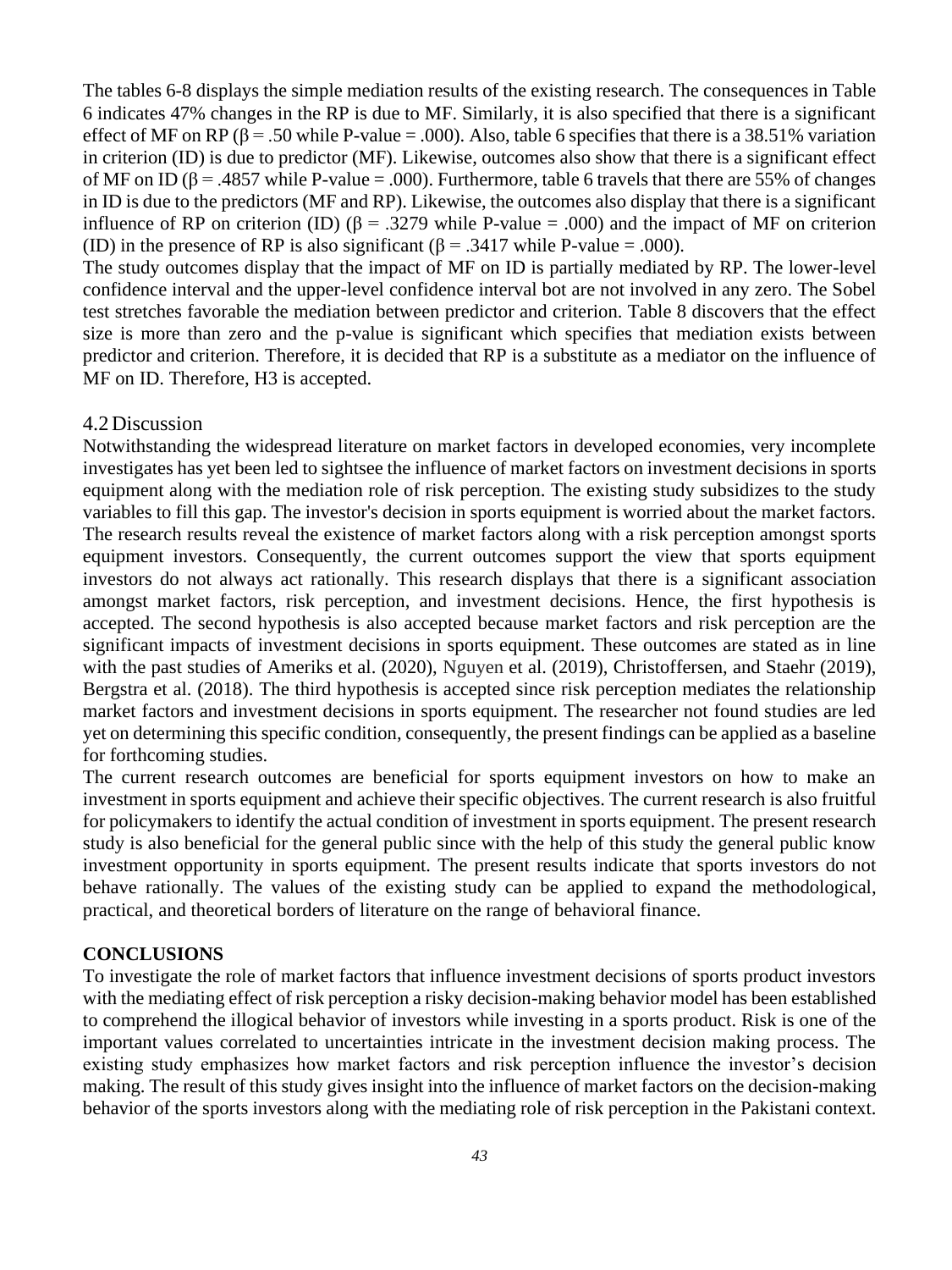The tables 6-8 displays the simple mediation results of the existing research. The consequences in Table 6 indicates 47% changes in the RP is due to MF. Similarly, it is also specified that there is a significant effect of MF on RP ($\beta = .50$ while P-value = .000). Also, table 6 specifies that there is a 38.51% variation in criterion (ID) is due to predictor (MF). Likewise, outcomes also show that there is a significant effect of MF on ID ($\beta = .4857$ while P-value = .000). Furthermore, table 6 travels that there are 55% of changes in ID is due to the predictors (MF and RP). Likewise, the outcomes also display that there is a significant influence of RP on criterion (ID) ($\beta = .3279$ while P-value = .000) and the impact of MF on criterion (ID) in the presence of RP is also significant ($\beta = .3417$ while P-value = .000).

The study outcomes display that the impact of MF on ID is partially mediated by RP. The lower-level confidence interval and the upper-level confidence interval bot are not involved in any zero. The Sobel test stretches favorable the mediation between predictor and criterion. Table 8 discovers that the effect size is more than zero and the p-value is significant which specifies that mediation exists between predictor and criterion. Therefore, it is decided that RP is a substitute as a mediator on the influence of MF on ID. Therefore, H3 is accepted.

### 4.2 Discussion

Notwithstanding the widespread literature on market factors in developed economies, very incomplete investigates has yet been led to sightsee the influence of market factors on investment decisions in sports equipment along with the mediation role of risk perception. The existing study subsidizes to the study variables to fill this gap. The investor's decision in sports equipment is worried about the market factors. The research results reveal the existence of market factors along with a risk perception amongst sports equipment investors. Consequently, the current outcomes support the view that sports equipment investors do not always act rationally. This research displays that there is a significant association amongst market factors, risk perception, and investment decisions. Hence, the first hypothesis is accepted. The second hypothesis is also accepted because market factors and risk perception are the significant impacts of investment decisions in sports equipment. These outcomes are stated as in line with the past studies of Ameriks et al. (2020), Nguyen et al. (2019), Christoffersen, and Staehr (2019), Bergstra et al. (2018). The third hypothesis is accepted since risk perception mediates the relationship market factors and investment decisions in sports equipment. The researcher not found studies are led yet on determining this specific condition, consequently, the present findings can be applied as a baseline for forthcoming studies.

The current research outcomes are beneficial for sports equipment investors on how to make an investment in sports equipment and achieve their specific objectives. The current research is also fruitful for policymakers to identify the actual condition of investment in sports equipment. The present research study is also beneficial for the general public since with the help of this study the general public know investment opportunity in sports equipment. The present results indicate that sports investors do not behave rationally. The values of the existing study can be applied to expand the methodological, practical, and theoretical borders of literature on the range of behavioral finance.

## CONCLUSIONS

To investigate the role of market factors that influence investment decisions of sports product investors with the mediating effect of risk perception a risky decision-making behavior model has been established to comprehend the illogical behavior of investors while investing in a sports product. Risk is one of the important values correlated to uncertainties intricate in the investment decision making process. The existing study emphasizes how market factors and risk perception influence the investor's decision making. The result of this study gives insight into the influence of market factors on the decision-making behavior of the sports investors along with the mediating role of risk perception in the Pakistani context.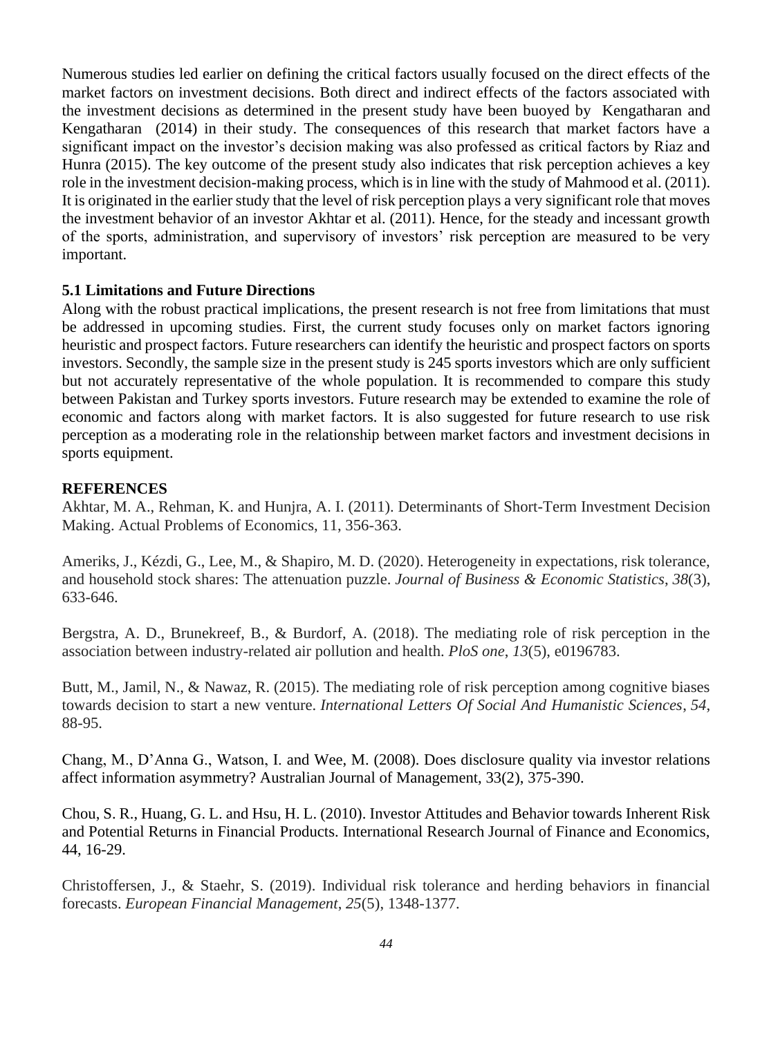Numerous studies led earlier on defining the critical factors usually focused on the direct effects of the market factors on investment decisions. Both direct and indirect effects of the factors associated with the investment decisions as determined in the present study have been buoyed by Kengatharan and Kengatharan (2014) in their study. The consequences of this research that market factors have a significant impact on the investor's decision making was also professed as critical factors by Riaz and Hunra (2015). The key outcome of the present study also indicates that risk perception achieves a key role in the investment decision-making process, which is in line with the study of Mahmood et al. (2011). It is originated in the earlier study that the level of risk perception plays a very significant role that moves the investment behavior of an investor Akhtar et al. (2011). Hence, for the steady and incessant growth of the sports, administration, and supervisory of investors' risk perception are measured to be very important.

### 5.1 Limitations and Future Directions

Along with the robust practical implications, the present research is not free from limitations that must be addressed in upcoming studies. First, the current study focuses only on market factors ignoring heuristic and prospect factors. Future researchers can identify the heuristic and prospect factors on sports investors. Secondly, the sample size in the present study is 245 sports investors which are only sufficient but not accurately representative of the whole population. It is recommended to compare this study between Pakistan and Turkey sports investors. Future research may be extended to examine the role of economic and factors along with market factors. It is also suggested for future research to use risk perception as a moderating role in the relationship between market factors and investment decisions in sports equipment.

## REFERENCES

Akhtar, M. A., Rehman, K. and Hunjra, A. I. (2011). Determinants of Short-Term Investment Decision Making. Actual Problems of Economics, 11, 356-363.

Ameriks, J., Kézdi, G., Lee, M., & Shapiro, M. D. (2020). Heterogeneity in expectations, risk tolerance, and household stock shares: The attenuation puzzle. *Journal of Business & Economic Statistics*, *38*(3), 633-646.

Bergstra, A. D., Brunekreef, B., & Burdorf, A. (2018). The mediating role of risk perception in the association between industry-related air pollution and health. *PloS one*, *13*(5), e0196783.

Butt, M., Jamil, N., & Nawaz, R. (2015). The mediating role of risk perception among cognitive biases towards decision to start a new venture. *International Letters Of Social And Humanistic Sciences*, *54*, 88-95.

Chang, M., D'Anna G., Watson, I. and Wee, M. (2008). Does disclosure quality via investor relations affect information asymmetry? Australian Journal of Management, 33(2), 375-390.

Chou, S. R., Huang, G. L. and Hsu, H. L. (2010). Investor Attitudes and Behavior towards Inherent Risk and Potential Returns in Financial Products. International Research Journal of Finance and Economics, 44, 16-29.

Christoffersen, J., & Staehr, S. (2019). Individual risk tolerance and herding behaviors in financial forecasts. *European Financial Management*, *25*(5), 1348-1377.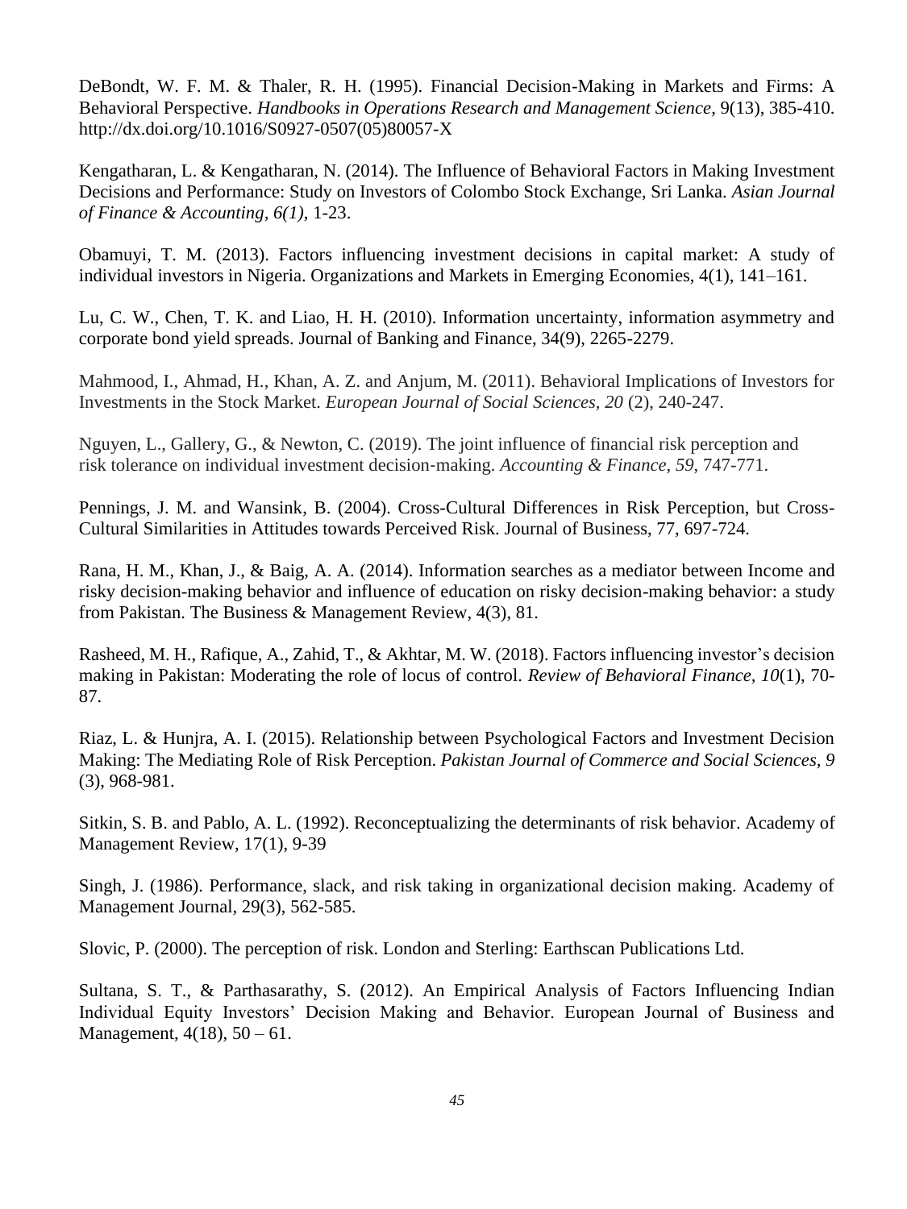DeBondt, W. F. M. & Thaler, R. H. (1995). Financial Decision-Making in Markets and Firms: A Behavioral Perspective. *Handbooks in Operations Research and Management Science*, 9(13), 385-410. http://dx.doi.org/10.1016/S0927-0507(05)80057-X

Kengatharan, L. & Kengatharan, N. (2014). The Influence of Behavioral Factors in Making Investment Decisions and Performance: Study on Investors of Colombo Stock Exchange, Sri Lanka. *Asian Journal of Finance & Accounting, 6(1),* 1-23.

Obamuyi, T. M. (2013). Factors influencing investment decisions in capital market: A study of individual investors in Nigeria. Organizations and Markets in Emerging Economies, 4(1), 141–161.

Lu, C. W., Chen, T. K. and Liao, H. H. (2010). Information uncertainty, information asymmetry and corporate bond yield spreads. Journal of Banking and Finance, 34(9), 2265-2279.

Mahmood, I., Ahmad, H., Khan, A. Z. and Anjum, M. (2011). Behavioral Implications of Investors for Investments in the Stock Market. *European Journal of Social Sciences*, *20* (2), 240-247.

Nguyen, L., Gallery, G., & Newton, C. (2019). The joint influence of financial risk perception and risk tolerance on individual investment decision‐making. *Accounting & Finance*, *59*, 747-771.

Pennings, J. M. and Wansink, B. (2004). Cross-Cultural Differences in Risk Perception, but Cross-Cultural Similarities in Attitudes towards Perceived Risk. Journal of Business, 77, 697-724.

Rana, H. M., Khan, J., & Baig, A. A. (2014). Information searches as a mediator between Income and risky decision-making behavior and influence of education on risky decision-making behavior: a study from Pakistan. The Business & Management Review, 4(3), 81.

Rasheed, M. H., Rafique, A., Zahid, T., & Akhtar, M. W. (2018). Factors influencing investor's decision making in Pakistan: Moderating the role of locus of control. *Review of Behavioral Finance, 10*(1), 70-87.

Riaz, L. & Hunjra, A. I. (2015). Relationship between Psychological Factors and Investment Decision Making: The Mediating Role of Risk Perception. *Pakistan Journal of Commerce and Social Sciences*, *9* (3), 968-981.

Sitkin, S. B. and Pablo, A. L. (1992). Reconceptualizing the determinants of risk behavior. Academy of Management Review, 17(1), 9-39

Singh, J. (1986). Performance, slack, and risk taking in organizational decision making. Academy of Management Journal, 29(3), 562-585.

Slovic, P. (2000). The perception of risk. London and Sterling: Earthscan Publications Ltd.

Sultana, S. T., & Parthasarathy, S. (2012). An Empirical Analysis of Factors Influencing Indian Individual Equity Investors' Decision Making and Behavior. European Journal of Business and Management, 4(18), 50 – 61.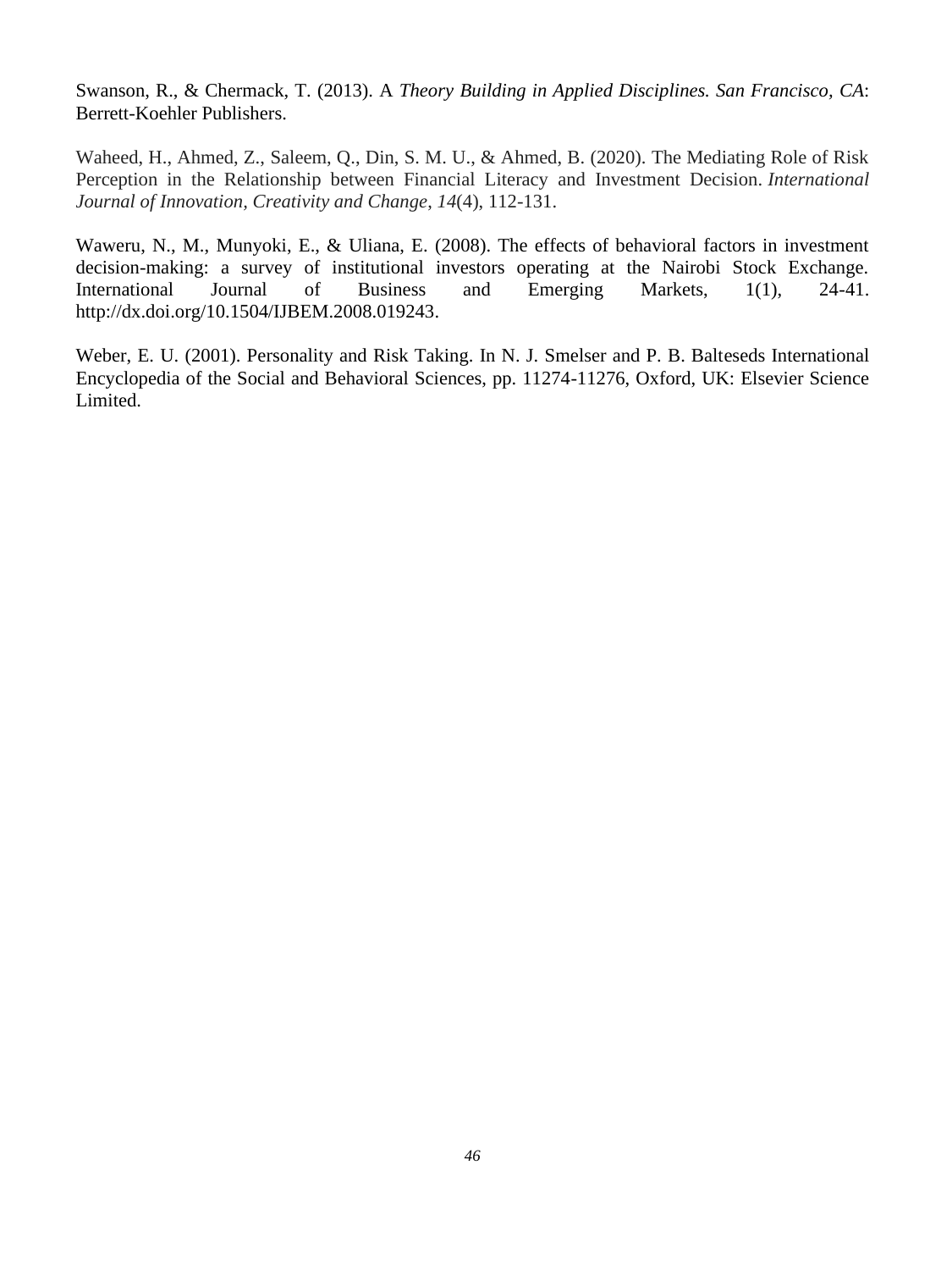Swanson, R., & Chermack, T. (2013). A *Theory Building in Applied Disciplines. San Francisco, CA*: Berrett-Koehler Publishers.

Waheed, H., Ahmed, Z., Saleem, Q., Din, S. M. U., & Ahmed, B. (2020). The Mediating Role of Risk Perception in the Relationship between Financial Literacy and Investment Decision. *International Journal of Innovation, Creativity and Change*, *14*(4), 112-131.

Waweru, N., M., Munyoki, E., & Uliana, E. (2008). The effects of behavioral factors in investment decision-making: a survey of institutional investors operating at the Nairobi Stock Exchange. International Journal of Business and Emerging Markets, 1(1), 24-41. http://dx.doi.org/10.1504/IJBEM.2008.019243.

Weber, E. U. (2001). Personality and Risk Taking. In N. J. Smelser and P. B. Balteseds International Encyclopedia of the Social and Behavioral Sciences, pp. 11274-11276, Oxford, UK: Elsevier Science Limited.